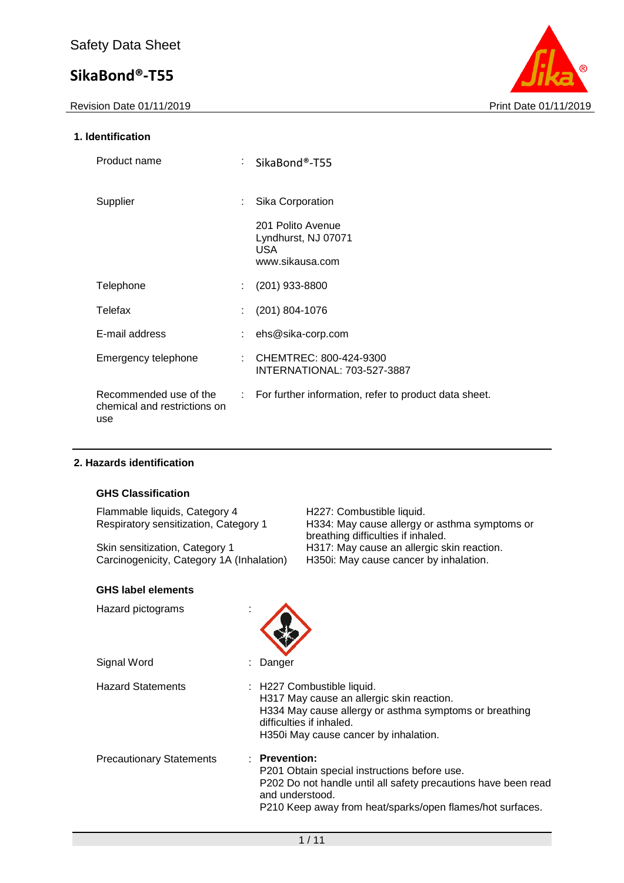# Safety Data Sheet

# SikaBond®-T55

Revision Date 01/11/2019 Print Date 01/11/2019

## 1. Identification

| | | |
|---|---|---|
| Product name | : | SikaBond®-T55 |
| Supplier | : | Sika Corporation<br><br>201 Polito Avenue<br>Lyndhurst, NJ 07071<br>USA<br>www.sikausa.com |
| Telephone | : | (201) 933-8800 |
| Telefax | : | (201) 804-1076 |
| E-mail address | : | ehs@sika-corp.com |
| Emergency telephone | : | CHEMTREC: 800-424-9300<br>INTERNATIONAL: 703-527-3887 |
| Recommended use of the chemical and restrictions on use | : | For further information, refer to product data sheet. |

## 2. Hazards identification

### GHS Classification

| | |
|---|---|
| Flammable liquids, Category 4 | H227: Combustible liquid. |
| Respiratory sensitization, Category 1 | H334: May cause allergy or asthma symptoms or breathing difficulties if inhaled. |
| Skin sensitization, Category 1 | H317: May cause an allergic skin reaction. |
| Carcinogenicity, Category 1A (Inhalation) | H350i: May cause cancer by inhalation. |

### GHS label elements

Hazard pictograms :

Signal Word : Danger

Hazard Statements :
H227 Combustible liquid.
H317 May cause an allergic skin reaction.
H334 May cause allergy or asthma symptoms or breathing difficulties if inhaled.
H350i May cause cancer by inhalation.

Precautionary Statements :
**Prevention:**
P201 Obtain special instructions before use.
P202 Do not handle until all safety precautions have been read and understood.
P210 Keep away from heat/sparks/open flames/hot surfaces.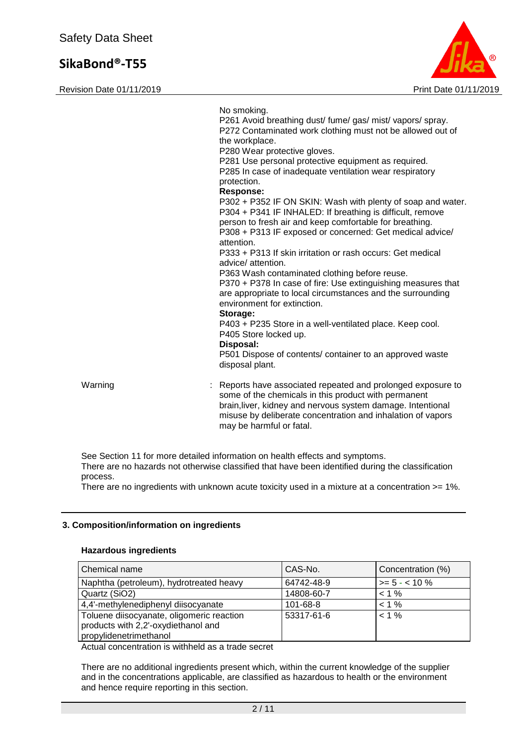No smoking.
P261 Avoid breathing dust/ fume/ gas/ mist/ vapors/ spray.
P272 Contaminated work clothing must not be allowed out of the workplace.
P280 Wear protective gloves.
P281 Use personal protective equipment as required.
P285 In case of inadequate ventilation wear respiratory protection.

**Response:**

P302 + P352 IF ON SKIN: Wash with plenty of soap and water.
P304 + P341 IF INHALED: If breathing is difficult, remove person to fresh air and keep comfortable for breathing.
P308 + P313 IF exposed or concerned: Get medical advice/ attention.
P333 + P313 If skin irritation or rash occurs: Get medical advice/ attention.
P363 Wash contaminated clothing before reuse.
P370 + P378 In case of fire: Use extinguishing measures that are appropriate to local circumstances and the surrounding environment for extinction.

**Storage:**

P403 + P235 Store in a well-ventilated place. Keep cool.
P405 Store locked up.

**Disposal:**

P501 Dispose of contents/ container to an approved waste disposal plant.

Warning : Reports have associated repeated and prolonged exposure to some of the chemicals in this product with permanent brain,liver, kidney and nervous system damage. Intentional misuse by deliberate concentration and inhalation of vapors may be harmful or fatal.

See Section 11 for more detailed information on health effects and symptoms.
There are no hazards not otherwise classified that have been identified during the classification process.
There are no ingredients with unknown acute toxicity used in a mixture at a concentration >= 1%.

## 3. Composition/information on ingredients

### Hazardous ingredients

| Chemical name | CAS-No. | Concentration (%) |
|---|---|---|
| Naphtha (petroleum), hydrotreated heavy | 64742-48-9 | >= 5 - < 10 % |
| Quartz (SiO2) | 14808-60-7 | < 1 % |
| 4,4'-methylenediphenyl diisocyanate | 101-68-8 | < 1 % |
| Toluene diisocyanate, oligomeric reaction products with 2,2'-oxydiethanol and propylidenetrimethanol | 53317-61-6 | < 1 % |

Actual concentration is withheld as a trade secret

There are no additional ingredients present which, within the current knowledge of the supplier and in the concentrations applicable, are classified as hazardous to health or the environment and hence require reporting in this section.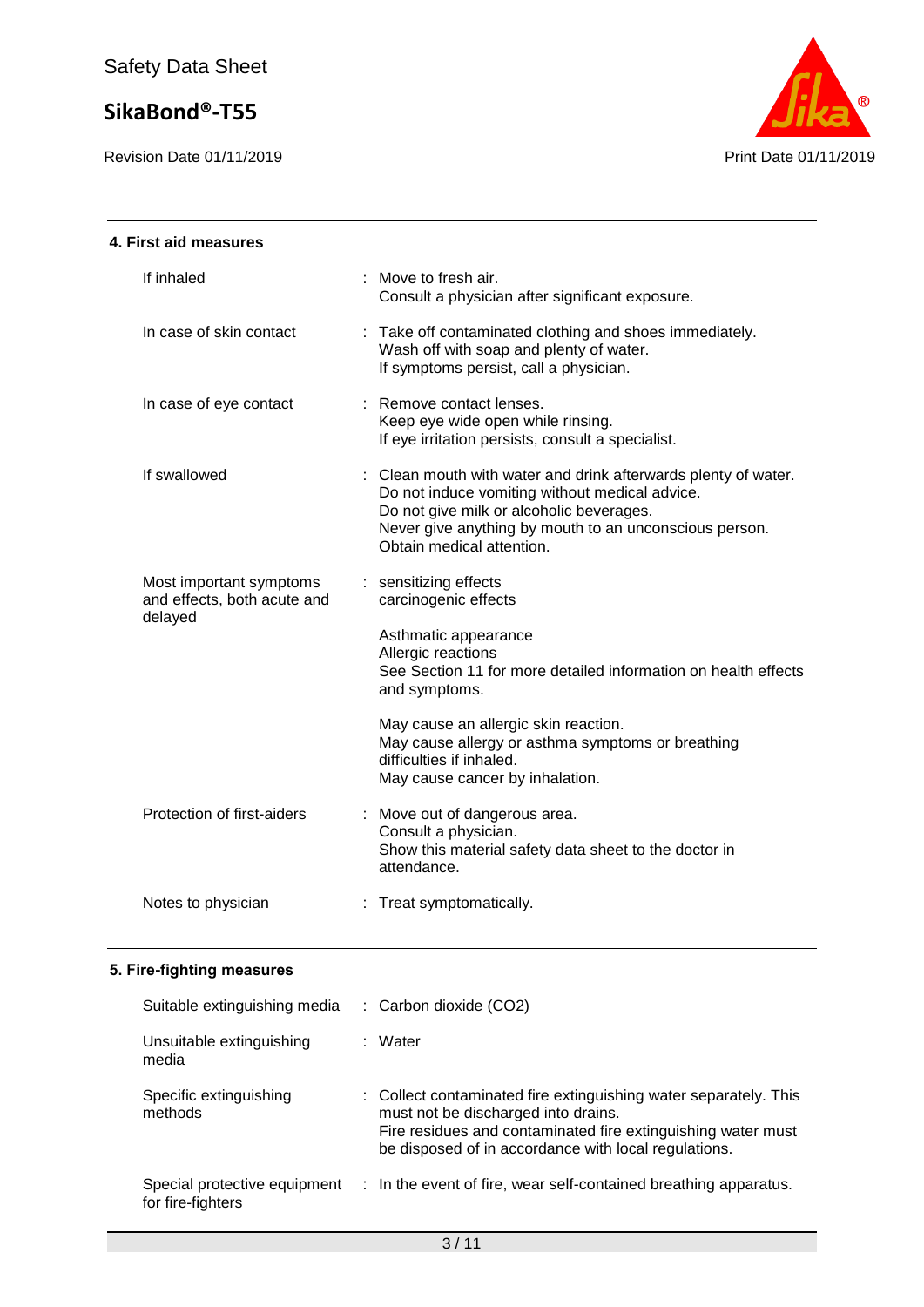## 4. First aid measures

| | |
|---|---|
| If inhaled | : Move to fresh air.<br>Consult a physician after significant exposure. |
| In case of skin contact | : Take off contaminated clothing and shoes immediately.<br>Wash off with soap and plenty of water.<br>If symptoms persist, call a physician. |
| In case of eye contact | : Remove contact lenses.<br>Keep eye wide open while rinsing.<br>If eye irritation persists, consult a specialist. |
| If swallowed | : Clean mouth with water and drink afterwards plenty of water.<br>Do not induce vomiting without medical advice.<br>Do not give milk or alcoholic beverages.<br>Never give anything by mouth to an unconscious person.<br>Obtain medical attention. |
| Most important symptoms and effects, both acute and delayed | : sensitizing effects<br>carcinogenic effects<br><br>Asthmatic appearance<br>Allergic reactions<br>See Section 11 for more detailed information on health effects and symptoms.<br><br>May cause an allergic skin reaction.<br>May cause allergy or asthma symptoms or breathing difficulties if inhaled.<br>May cause cancer by inhalation. |
| Protection of first-aiders | : Move out of dangerous area.<br>Consult a physician.<br>Show this material safety data sheet to the doctor in attendance. |
| Notes to physician | : Treat symptomatically. |

## 5. Fire-fighting measures

| | |
|---|---|
| Suitable extinguishing media | : Carbon dioxide ($CO_2$) |
| Unsuitable extinguishing media | : Water |
| Specific extinguishing methods | : Collect contaminated fire extinguishing water separately. This must not be discharged into drains.<br>Fire residues and contaminated fire extinguishing water must be disposed of in accordance with local regulations. |
| Special protective equipment for fire-fighters | : In the event of fire, wear self-contained breathing apparatus. |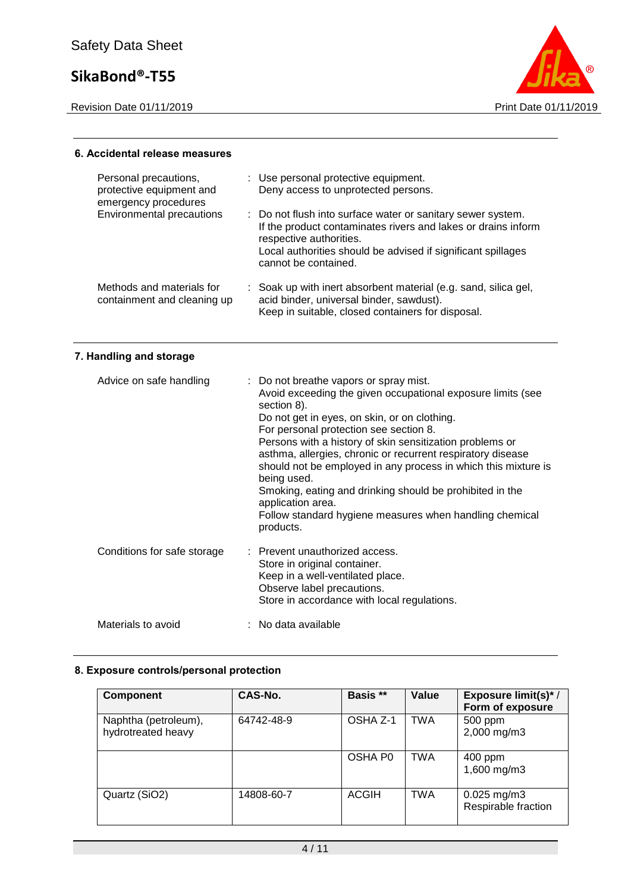## 6. Accidental release measures

| | |
|---|---|
| Personal precautions, protective equipment and emergency procedures | : Use personal protective equipment.<br>Deny access to unprotected persons. |
| Environmental precautions | : Do not flush into surface water or sanitary sewer system.<br>If the product contaminates rivers and lakes or drains inform respective authorities.<br>Local authorities should be advised if significant spillages cannot be contained. |
| Methods and materials for containment and cleaning up | : Soak up with inert absorbent material (e.g. sand, silica gel, acid binder, universal binder, sawdust).<br>Keep in suitable, closed containers for disposal. |

## 7. Handling and storage

| | |
|---|---|
| Advice on safe handling | : Do not breathe vapors or spray mist.<br>Avoid exceeding the given occupational exposure limits (see section 8).<br>Do not get in eyes, on skin, or on clothing.<br>For personal protection see section 8.<br>Persons with a history of skin sensitization problems or asthma, allergies, chronic or recurrent respiratory disease should not be employed in any process in which this mixture is being used.<br>Smoking, eating and drinking should be prohibited in the application area.<br>Follow standard hygiene measures when handling chemical products. |
| Conditions for safe storage | : Prevent unauthorized access.<br>Store in original container.<br>Keep in a well-ventilated place.<br>Observe label precautions.<br>Store in accordance with local regulations. |
| Materials to avoid | : No data available |

## 8. Exposure controls/personal protection

| Component | CAS-No. | Basis ** | Value | Exposure limit(s)* / Form of exposure |
|---|---|---|---|---|
| Naphtha (petroleum), hydrotreated heavy | 64742-48-9 | OSHA Z-1 | TWA | 500 ppm<br>2,000 mg/m3 |
| | | OSHA P0 | TWA | 400 ppm<br>1,600 mg/m3 |
| Quartz ($SiO_2$) | 14808-60-7 | ACGIH | TWA | 0.025 mg/m3<br>Respirable fraction |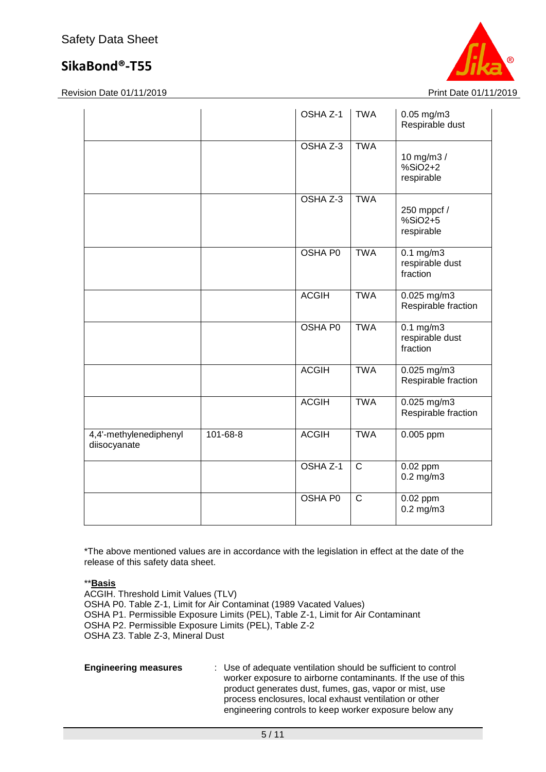| | | OSHA Z-1 | TWA | 0.05 mg/m3 Respirable dust |
|---|---|---|---|---|
| | | OSHA Z-3 | TWA | 10 mg/m3 / %SiO2+2 respirable |
| | | OSHA Z-3 | TWA | 250 mppcf / %SiO2+5 respirable |
| | | OSHA P0 | TWA | 0.1 mg/m3 respirable dust fraction |
| | | ACGIH | TWA | 0.025 mg/m3 Respirable fraction |
| | | OSHA P0 | TWA | 0.1 mg/m3 respirable dust fraction |
| | | ACGIH | TWA | 0.025 mg/m3 Respirable fraction |
| | | ACGIH | TWA | 0.025 mg/m3 Respirable fraction |
| 4,4'-methylenediphenyl diisocyanate | 101-68-8 | ACGIH | TWA | 0.005 ppm |
| | | OSHA Z-1 | C | 0.02 ppm 0.2 mg/m3 |
| | | OSHA P0 | C | 0.02 ppm 0.2 mg/m3 |

*The above mentioned values are in accordance with the legislation in effect at the date of the release of this safety data sheet.

**<u>**Basis**</u>
ACGIH. Threshold Limit Values (TLV)
OSHA P0. Table Z-1, Limit for Air Contaminat (1989 Vacated Values)
OSHA P1. Permissible Exposure Limits (PEL), Table Z-1, Limit for Air Contaminant
OSHA P2. Permissible Exposure Limits (PEL), Table Z-2
OSHA Z3. Table Z-3, Mineral Dust

**Engineering measures** : Use of adequate ventilation should be sufficient to control worker exposure to airborne contaminants. If the use of this product generates dust, fumes, gas, vapor or mist, use process enclosures, local exhaust ventilation or other engineering controls to keep worker exposure below any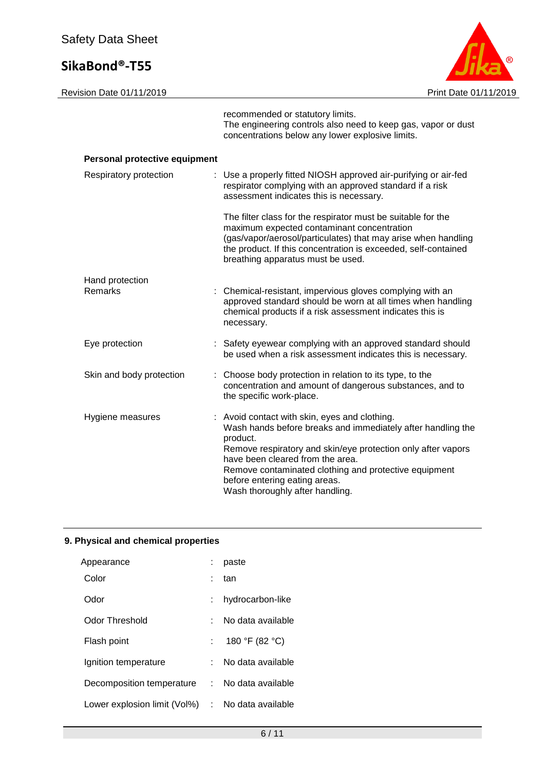recommended or statutory limits.
The engineering controls also need to keep gas, vapor or dust concentrations below any lower explosive limits.

**Personal protective equipment**

| | |
|---|---|
| Respiratory protection | : Use a properly fitted NIOSH approved air-purifying or air-fed respirator complying with an approved standard if a risk assessment indicates this is necessary.<br><br>The filter class for the respirator must be suitable for the maximum expected contaminant concentration (gas/vapor/aerosol/particulates) that may arise when handling the product. If this concentration is exceeded, self-contained breathing apparatus must be used. |
| Hand protection<br>Remarks | : Chemical-resistant, impervious gloves complying with an approved standard should be worn at all times when handling chemical products if a risk assessment indicates this is necessary. |
| Eye protection | : Safety eyewear complying with an approved standard should be used when a risk assessment indicates this is necessary. |
| Skin and body protection | : Choose body protection in relation to its type, to the concentration and amount of dangerous substances, and to the specific work-place. |
| Hygiene measures | : Avoid contact with skin, eyes and clothing.<br>Wash hands before breaks and immediately after handling the product.<br>Remove respiratory and skin/eye protection only after vapors have been cleared from the area.<br>Remove contaminated clothing and protective equipment before entering eating areas.<br>Wash thoroughly after handling. |

## 9. Physical and chemical properties

| | |
|---|---|
| Appearance | : paste |
| Color | : tan |
| Odor | : hydrocarbon-like |
| Odor Threshold | : No data available |
| Flash point | : 180 °F (82 °C) |
| Ignition temperature | : No data available |
| Decomposition temperature | : No data available |
| Lower explosion limit (Vol%) | : No data available |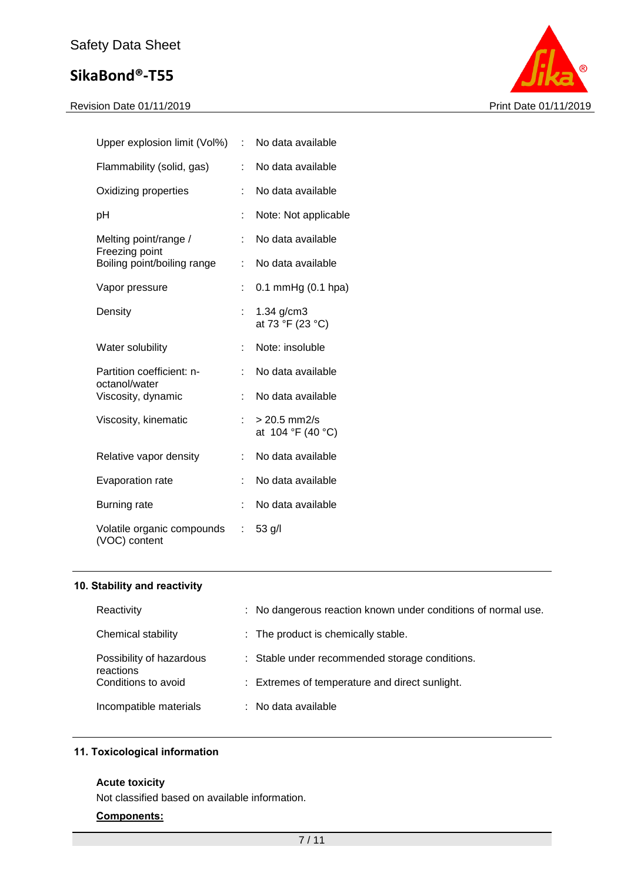| | | |
|---|---|---|
| Upper explosion limit (Vol%) | : | No data available |
| Flammability (solid, gas) | : | No data available |
| Oxidizing properties | : | No data available |
| pH | : | Note: Not applicable |
| Melting point/range / Freezing point | : | No data available |
| Boiling point/boiling range | : | No data available |
| Vapor pressure | : | 0.1 mmHg (0.1 hpa) |
| Density | : | 1.34 g/cm3<br>at 73 °F (23 °C) |
| Water solubility | : | Note: insoluble |
| Partition coefficient: n-octanol/water | : | No data available |
| Viscosity, dynamic | : | No data available |
| Viscosity, kinematic | : | > 20.5 mm2/s<br>at 104 °F (40 °C) |
| Relative vapor density | : | No data available |
| Evaporation rate | : | No data available |
| Burning rate | : | No data available |
| Volatile organic compounds (VOC) content | : | 53 g/l |

## 10. Stability and reactivity

| | | |
|---|---|---|
| Reactivity | : | No dangerous reaction known under conditions of normal use. |
| Chemical stability | : | The product is chemically stable. |
| Possibility of hazardous reactions | : | Stable under recommended storage conditions. |
| Conditions to avoid | : | Extremes of temperature and direct sunlight. |
| Incompatible materials | : | No data available |

## 11. Toxicological information

**Acute toxicity**

Not classified based on available information.

**Components:**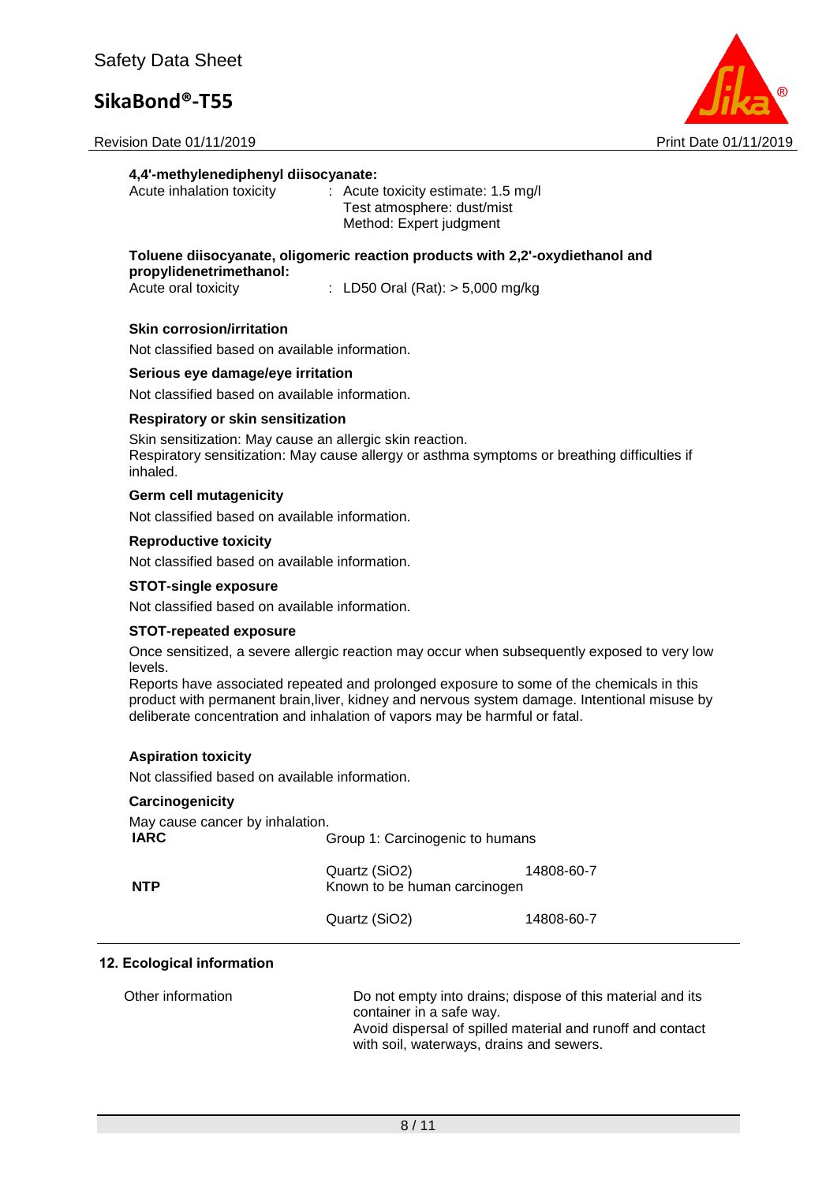**4,4'-methylenediphenyl diisocyanate:**

Acute inhalation toxicity : Acute toxicity estimate: 1.5 mg/l
Test atmosphere: dust/mist
Method: Expert judgment

**Toluene diisocyanate, oligomeric reaction products with 2,2'-oxydiethanol and propylidenetrimethanol:**

Acute oral toxicity : LD50 Oral (Rat): > 5,000 mg/kg

**Skin corrosion/irritation**

Not classified based on available information.

**Serious eye damage/eye irritation**

Not classified based on available information.

**Respiratory or skin sensitization**

Skin sensitization: May cause an allergic skin reaction.
Respiratory sensitization: May cause allergy or asthma symptoms or breathing difficulties if inhaled.

**Germ cell mutagenicity**

Not classified based on available information.

**Reproductive toxicity**

Not classified based on available information.

**STOT-single exposure**

Not classified based on available information.

**STOT-repeated exposure**

Once sensitized, a severe allergic reaction may occur when subsequently exposed to very low levels.
Reports have associated repeated and prolonged exposure to some of the chemicals in this product with permanent brain,liver, kidney and nervous system damage. Intentional misuse by deliberate concentration and inhalation of vapors may be harmful or fatal.

**Aspiration toxicity**

Not classified based on available information.

**Carcinogenicity**

May cause cancer by inhalation.

| | | |
|---|---|---|
| **IARC** | Group 1: Carcinogenic to humans | |
| | Quartz ($SiO_2$) | 14808-60-7 |
| **NTP** | Known to be human carcinogen | |
| | Quartz ($SiO_2$) | 14808-60-7 |

## 12. Ecological information

Other information: Do not empty into drains; dispose of this material and its container in a safe way.
Avoid dispersal of spilled material and runoff and contact with soil, waterways, drains and sewers.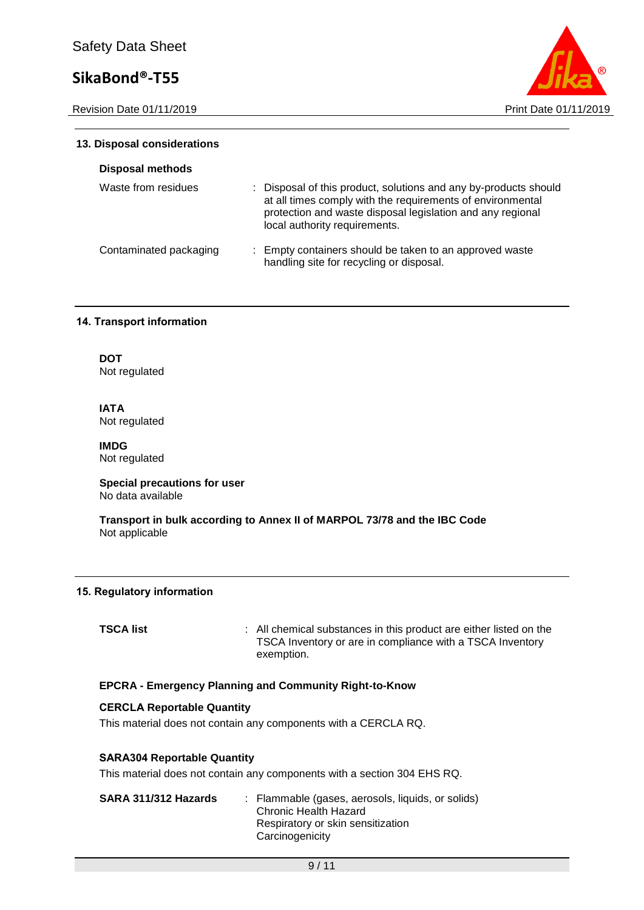## 13. Disposal considerations

### Disposal methods

| | |
|---|---|
| Waste from residues | : Disposal of this product, solutions and any by-products should at all times comply with the requirements of environmental protection and waste disposal legislation and any regional local authority requirements. |
| Contaminated packaging | : Empty containers should be taken to an approved waste handling site for recycling or disposal. |

## 14. Transport information

**DOT**
Not regulated

**IATA**
Not regulated

**IMDG**
Not regulated

**Special precautions for user**
No data available

**Transport in bulk according to Annex II of MARPOL 73/78 and the IBC Code**
Not applicable

## 15. Regulatory information

| | |
|---|---|
| **TSCA list** | : All chemical substances in this product are either listed on the TSCA Inventory or are in compliance with a TSCA Inventory exemption. |

**EPCRA - Emergency Planning and Community Right-to-Know**

**CERCLA Reportable Quantity**
This material does not contain any components with a CERCLA RQ.

**SARA304 Reportable Quantity**
This material does not contain any components with a section 304 EHS RQ.

| | |
|---|---|
| **SARA 311/312 Hazards** | : Flammable (gases, aerosols, liquids, or solids)<br>Chronic Health Hazard<br>Respiratory or skin sensitization<br>Carcinogenicity |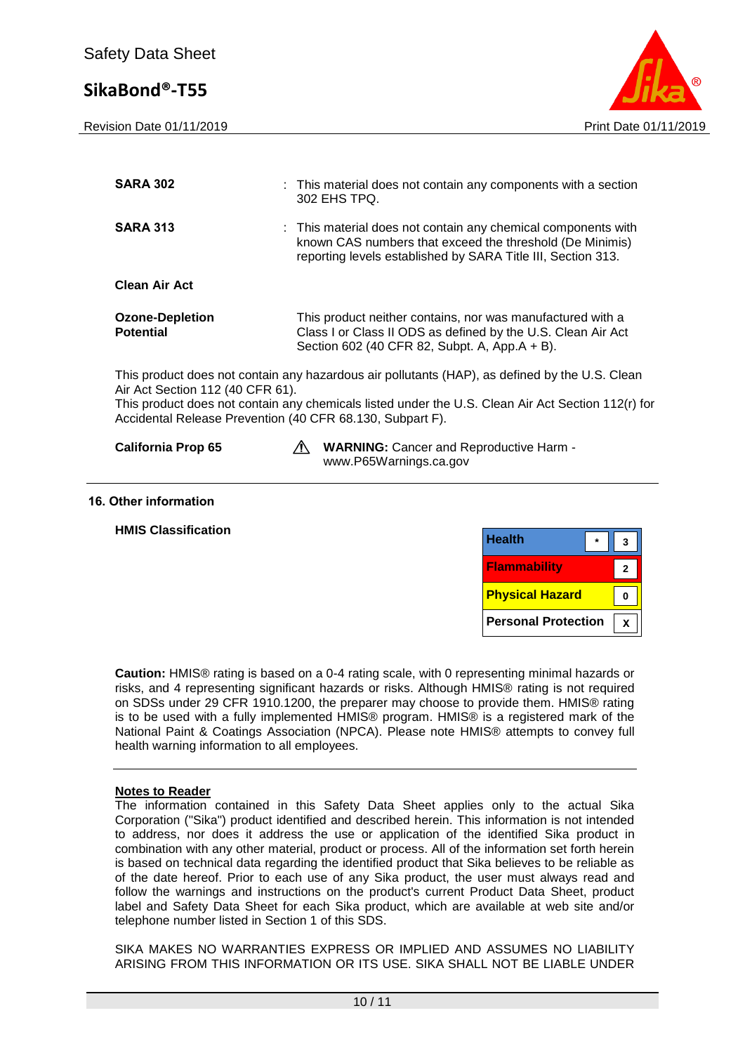**SARA 302** : This material does not contain any components with a section 302 EHS TPQ.

**SARA 313** : This material does not contain any chemical components with known CAS numbers that exceed the threshold (De Minimis) reporting levels established by SARA Title III, Section 313.

**Clean Air Act**

**Ozone-Depletion Potential** This product neither contains, nor was manufactured with a Class I or Class II ODS as defined by the U.S. Clean Air Act Section 602 (40 CFR 82, Subpt. A, App.A + B).

This product does not contain any hazardous air pollutants (HAP), as defined by the U.S. Clean Air Act Section 112 (40 CFR 61).
This product does not contain any chemicals listed under the U.S. Clean Air Act Section 112(r) for Accidental Release Prevention (40 CFR 68.130, Subpart F).

**California Prop 65** ⚠ **WARNING:** Cancer and Reproductive Harm - www.P65Warnings.ca.gov

## 16. Other information

**HMIS Classification**

| | | |
|---|---|---|
| Health | * | 3 |
| Flammability | | 2 |
| Physical Hazard | | 0 |
| Personal Protection | | X |

**Caution:** HMIS® rating is based on a 0-4 rating scale, with 0 representing minimal hazards or risks, and 4 representing significant hazards or risks. Although HMIS® rating is not required on SDSs under 29 CFR 1910.1200, the preparer may choose to provide them. HMIS® rating is to be used with a fully implemented HMIS® program. HMIS® is a registered mark of the National Paint & Coatings Association (NPCA). Please note HMIS® attempts to convey full health warning information to all employees.

**Notes to Reader**
The information contained in this Safety Data Sheet applies only to the actual Sika Corporation ("Sika") product identified and described herein. This information is not intended to address, nor does it address the use or application of the identified Sika product in combination with any other material, product or process. All of the information set forth herein is based on technical data regarding the identified product that Sika believes to be reliable as of the date hereof. Prior to each use of any Sika product, the user must always read and follow the warnings and instructions on the product's current Product Data Sheet, product label and Safety Data Sheet for each Sika product, which are available at web site and/or telephone number listed in Section 1 of this SDS.

SIKA MAKES NO WARRANTIES EXPRESS OR IMPLIED AND ASSUMES NO LIABILITY ARISING FROM THIS INFORMATION OR ITS USE. SIKA SHALL NOT BE LIABLE UNDER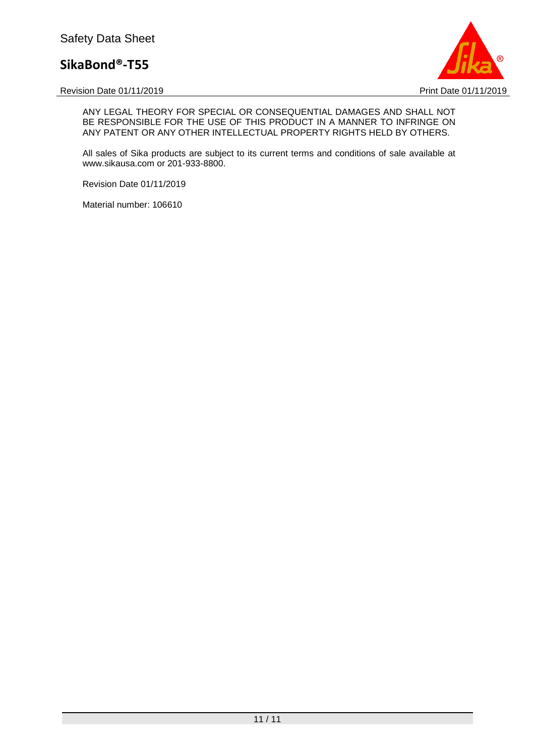ANY LEGAL THEORY FOR SPECIAL OR CONSEQUENTIAL DAMAGES AND SHALL NOT BE RESPONSIBLE FOR THE USE OF THIS PRODUCT IN A MANNER TO INFRINGE ON ANY PATENT OR ANY OTHER INTELLECTUAL PROPERTY RIGHTS HELD BY OTHERS.

All sales of Sika products are subject to its current terms and conditions of sale available at www.sikausa.com or 201-933-8800.

Revision Date 01/11/2019

Material number: 106610